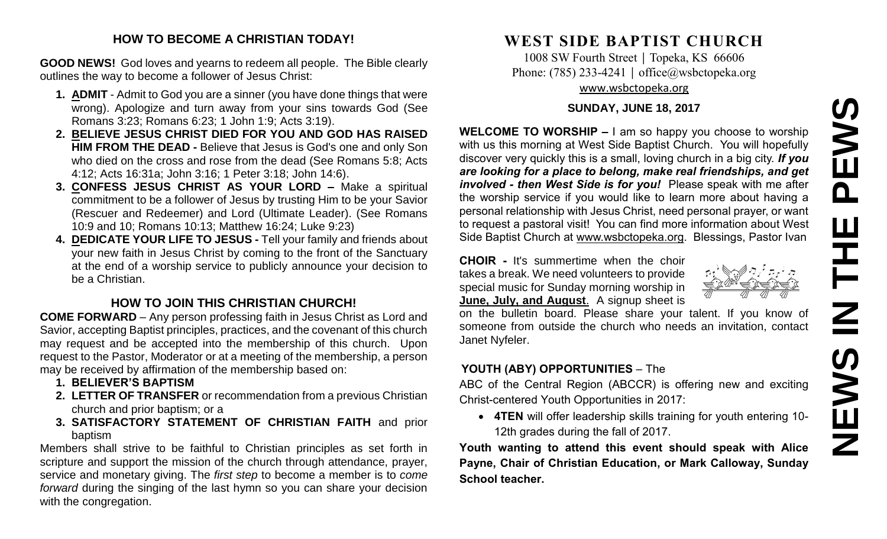## HOW TO BECOME A CHRISTIAN TODAY!

**GOOD NEWS!** God loves and yearns to redeem all people. The Bible clearly outlines the way to become a follower of Jesus Christ:

1. **ADMIT** - Admit to God you are a sinner (you have done things that were wrong). Apologize and turn away from your sins towards God (See Romans 3:23; Romans 6:23; 1 John 1:9; Acts 3:19).
2. **BELIEVE JESUS CHRIST DIED FOR YOU AND GOD HAS RAISED HIM FROM THE DEAD -** Believe that Jesus is God's one and only Son who died on the cross and rose from the dead (See Romans 5:8; Acts 4:12; Acts 16:31a; John 3:16; 1 Peter 3:18; John 14:6).
3. **CONFESS JESUS CHRIST AS YOUR LORD –** Make a spiritual commitment to be a follower of Jesus by trusting Him to be your Savior (Rescuer and Redeemer) and Lord (Ultimate Leader). (See Romans 10:9 and 10; Romans 10:13; Matthew 16:24; Luke 9:23)
4. **DEDICATE YOUR LIFE TO JESUS -** Tell your family and friends about your new faith in Jesus Christ by coming to the front of the Sanctuary at the end of a worship service to publicly announce your decision to be a Christian.

## HOW TO JOIN THIS CHRISTIAN CHURCH!

**COME FORWARD** – Any person professing faith in Jesus Christ as Lord and Savior, accepting Baptist principles, practices, and the covenant of this church may request and be accepted into the membership of this church. Upon request to the Pastor, Moderator or at a meeting of the membership, a person may be received by affirmation of the membership based on:

1. **BELIEVER'S BAPTISM**
2. **LETTER OF TRANSFER** or recommendation from a previous Christian church and prior baptism; or a
3. **SATISFACTORY STATEMENT OF CHRISTIAN FAITH** and prior baptism

Members shall strive to be faithful to Christian principles as set forth in scripture and support the mission of the church through attendance, prayer, service and monetary giving. The *first step* to become a member is to *come forward* during the singing of the last hymn so you can share your decision with the congregation.

# WEST SIDE BAPTIST CHURCH

1008 SW Fourth Street | Topeka, KS 66606
Phone: (785) 233-4241 | office@wsbctopeka.org
www.wsbctopeka.org

**SUNDAY, JUNE 18, 2017**

# NEWS IN THE PEWS

**WELCOME TO WORSHIP –** I am so happy you choose to worship with us this morning at West Side Baptist Church. You will hopefully discover very quickly this is a small, loving church in a big city. ***If you are looking for a place to belong, make real friendships, and get involved - then West Side is for you!*** Please speak with me after the worship service if you would like to learn more about having a personal relationship with Jesus Christ, need personal prayer, or want to request a pastoral visit! You can find more information about West Side Baptist Church at www.wsbctopeka.org. Blessings, Pastor Ivan

**CHOIR -** It's summertime when the choir takes a break. We need volunteers to provide special music for Sunday morning worship in **June, July, and August**. A signup sheet is on the bulletin board. Please share your talent. If you know of someone from outside the church who needs an invitation, contact Janet Nyfeler.

**YOUTH (ABY) OPPORTUNITIES** – The ABC of the Central Region (ABCCR) is offering new and exciting Christ-centered Youth Opportunities in 2017:

- **4TEN** will offer leadership skills training for youth entering 10-12th grades during the fall of 2017.

**Youth wanting to attend this event should speak with Alice Payne, Chair of Christian Education, or Mark Calloway, Sunday School teacher.**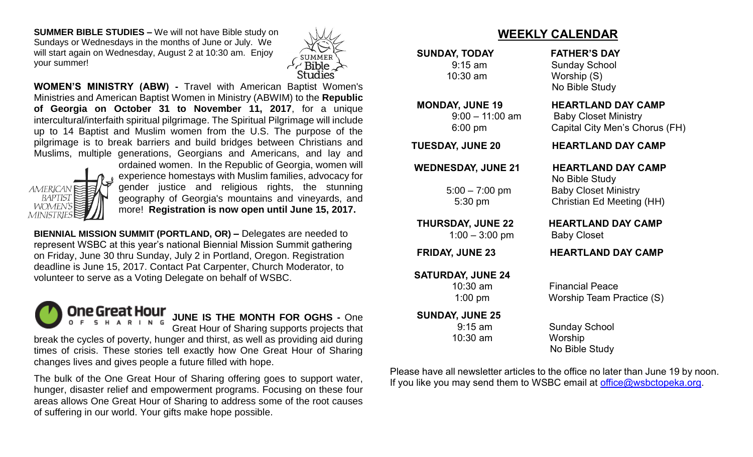**SUMMER BIBLE STUDIES –** We will not have Bible study on Sundays or Wednesdays in the months of June or July. We will start again on Wednesday, August 2 at 10:30 am. Enjoy your summer!

**WOMEN'S MINISTRY (ABW) -** Travel with American Baptist Women's Ministries and American Baptist Women in Ministry (ABWIM) to the **Republic of Georgia on October 31 to November 11, 2017**, for a unique intercultural/interfaith spiritual pilgrimage. The Spiritual Pilgrimage will include up to 14 Baptist and Muslim women from the U.S. The purpose of the pilgrimage is to break barriers and build bridges between Christians and Muslims, multiple generations, Georgians and Americans, and lay and ordained women. In the Republic of Georgia, women will experience homestays with Muslim families, advocacy for gender justice and religious rights, the stunning geography of Georgia's mountains and vineyards, and more! **Registration is now open until June 15, 2017.**

**BIENNIAL MISSION SUMMIT (PORTLAND, OR) –** Delegates are needed to represent WSBC at this year's national Biennial Mission Summit gathering on Friday, June 30 thru Sunday, July 2 in Portland, Oregon. Registration deadline is June 15, 2017. Contact Pat Carpenter, Church Moderator, to volunteer to serve as a Voting Delegate on behalf of WSBC.

**JUNE IS THE MONTH FOR OGHS -** One Great Hour of Sharing supports projects that break the cycles of poverty, hunger and thirst, as well as providing aid during times of crisis. These stories tell exactly how One Great Hour of Sharing changes lives and gives people a future filled with hope.

The bulk of the One Great Hour of Sharing offering goes to support water, hunger, disaster relief and empowerment programs. Focusing on these four areas allows One Great Hour of Sharing to address some of the root causes of suffering in our world. Your gifts make hope possible.

## WEEKLY CALENDAR

**SUNDAY, TODAY** — **FATHER'S DAY**
- 9:15 am — Sunday School
- 10:30 am — Worship (S)
- No Bible Study

**MONDAY, JUNE 19** — **HEARTLAND DAY CAMP**
- 9:00 – 11:00 am — Baby Closet Ministry
- 6:00 pm — Capital City Men's Chorus (FH)

**TUESDAY, JUNE 20** — **HEARTLAND DAY CAMP**

**WEDNESDAY, JUNE 21** — **HEARTLAND DAY CAMP**
- No Bible Study
- 5:00 – 7:00 pm — Baby Closet Ministry
- 5:30 pm — Christian Ed Meeting (HH)

**THURSDAY, JUNE 22** — **HEARTLAND DAY CAMP**
- 1:00 – 3:00 pm — Baby Closet

**FRIDAY, JUNE 23** — **HEARTLAND DAY CAMP**

**SATURDAY, JUNE 24**
- 10:30 am — Financial Peace
- 1:00 pm — Worship Team Practice (S)

**SUNDAY, JUNE 25**
- 9:15 am — Sunday School
- 10:30 am — Worship
- No Bible Study

Please have all newsletter articles to the office no later than June 19 by noon. If you like you may send them to WSBC email at office@wsbctopeka.org.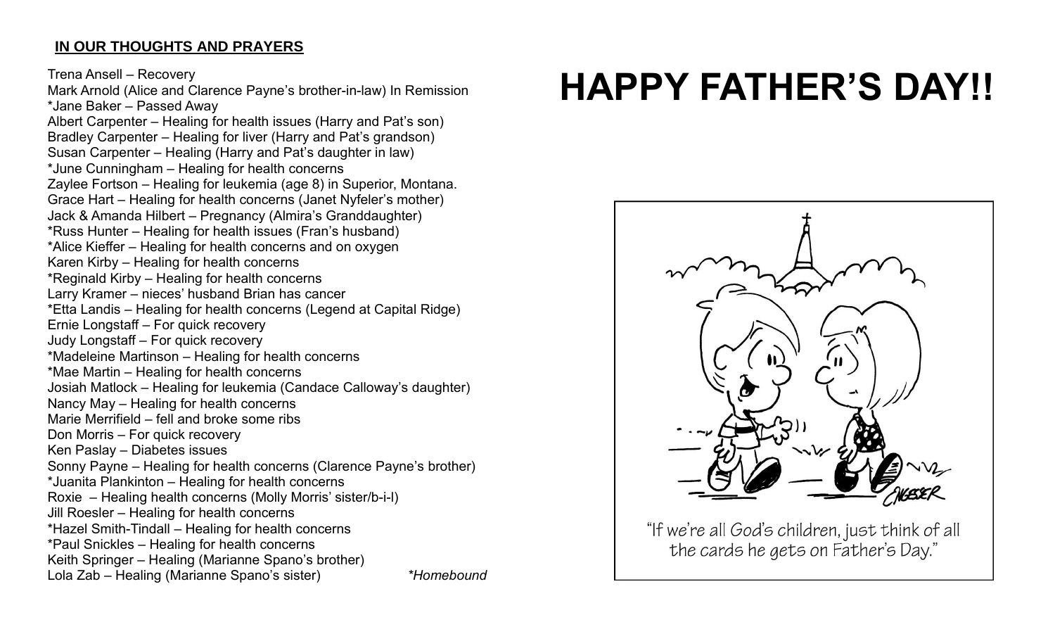**IN OUR THOUGHTS AND PRAYERS**

Trena Ansell – Recovery
Mark Arnold (Alice and Clarence Payne's brother-in-law) In Remission
*Jane Baker – Passed Away
Albert Carpenter – Healing for health issues (Harry and Pat's son)
Bradley Carpenter – Healing for liver (Harry and Pat's grandson)
Susan Carpenter – Healing (Harry and Pat's daughter in law)
*June Cunningham – Healing for health concerns
Zaylee Fortson – Healing for leukemia (age 8) in Superior, Montana.
Grace Hart – Healing for health concerns (Janet Nyfeler's mother)
Jack & Amanda Hilbert – Pregnancy (Almira's Granddaughter)
*Russ Hunter – Healing for health issues (Fran's husband)
*Alice Kieffer – Healing for health concerns and on oxygen
Karen Kirby – Healing for health concerns
*Reginald Kirby – Healing for health concerns
Larry Kramer – nieces' husband Brian has cancer
*Etta Landis – Healing for health concerns (Legend at Capital Ridge)
Ernie Longstaff – For quick recovery
Judy Longstaff – For quick recovery
*Madeleine Martinson – Healing for health concerns
*Mae Martin – Healing for health concerns
Josiah Matlock – Healing for leukemia (Candace Calloway's daughter)
Nancy May – Healing for health concerns
Marie Merrifield – fell and broke some ribs
Don Morris – For quick recovery
Ken Paslay – Diabetes issues
Sonny Payne – Healing for health concerns (Clarence Payne's brother)
*Juanita Plankinton – Healing for health concerns
Roxie – Healing health concerns (Molly Morris' sister/b-i-l)
Jill Roesler – Healing for health concerns
*Hazel Smith-Tindall – Healing for health concerns
*Paul Snickles – Healing for health concerns
Keith Springer – Healing (Marianne Spano's brother)
Lola Zab – Healing (Marianne Spano's sister)

*\*Homebound*

# HAPPY FATHER'S DAY!!

"If we're all God's children, just think of all the cards he gets on Father's Day."